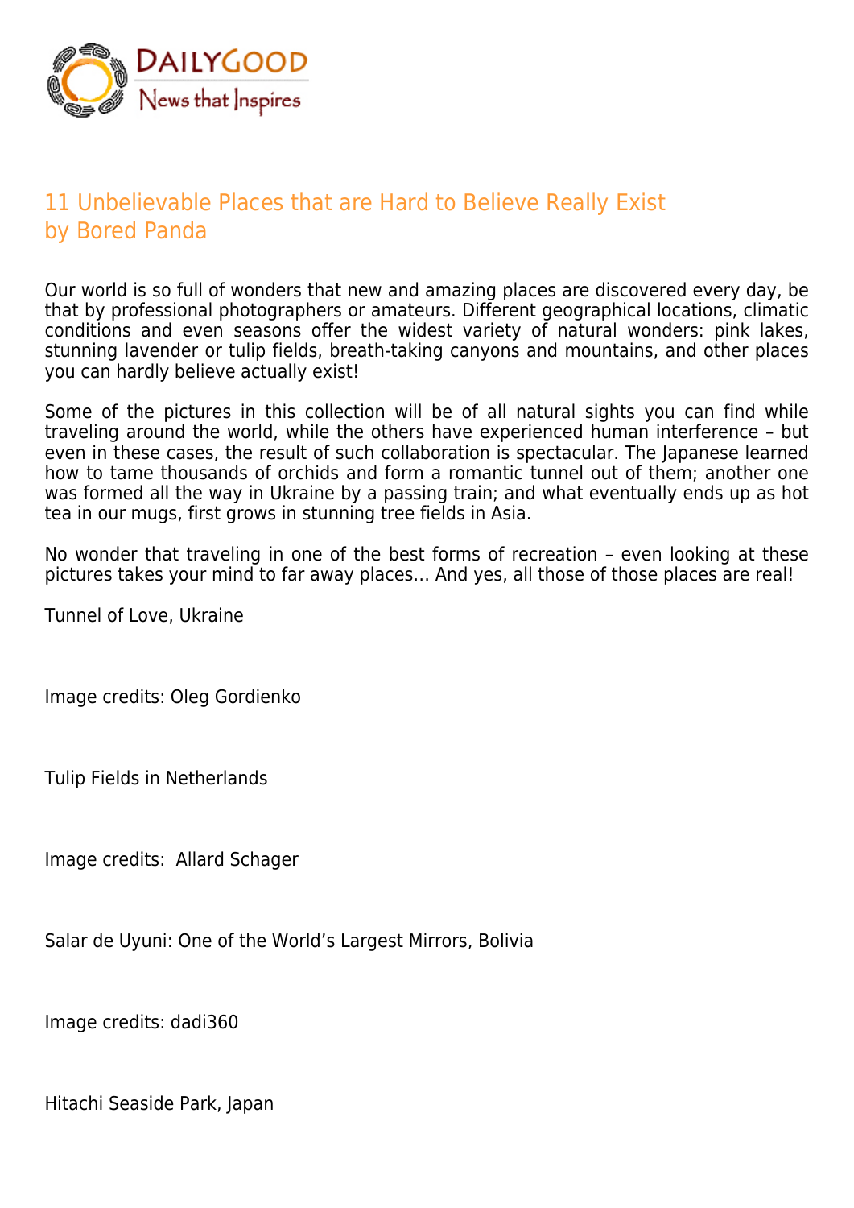# 11 Unbelievable Places that are Hard to Believe Really Exist

by Bored Panda

Our world is so full of wonders that new and amazing places are discovered every day, be that by professional photographers or amateurs. Different geographical locations, climatic conditions and even seasons offer the widest variety of natural wonders: pink lakes, stunning lavender or tulip fields, breath-taking canyons and mountains, and other places you can hardly believe actually exist!

Some of the pictures in this collection will be of all natural sights you can find while traveling around the world, while the others have experienced human interference – but even in these cases, the result of such collaboration is spectacular. The Japanese learned how to tame thousands of orchids and form a romantic tunnel out of them; another one was formed all the way in Ukraine by a passing train; and what eventually ends up as hot tea in our mugs, first grows in stunning tree fields in Asia.

No wonder that traveling in one of the best forms of recreation – even looking at these pictures takes your mind to far away places… And yes, all those of those places are real!

Tunnel of Love, Ukraine

Image credits: Oleg Gordienko

Tulip Fields in Netherlands

Image credits: Allard Schager

Salar de Uyuni: One of the World's Largest Mirrors, Bolivia

Image credits: dadi360

Hitachi Seaside Park, Japan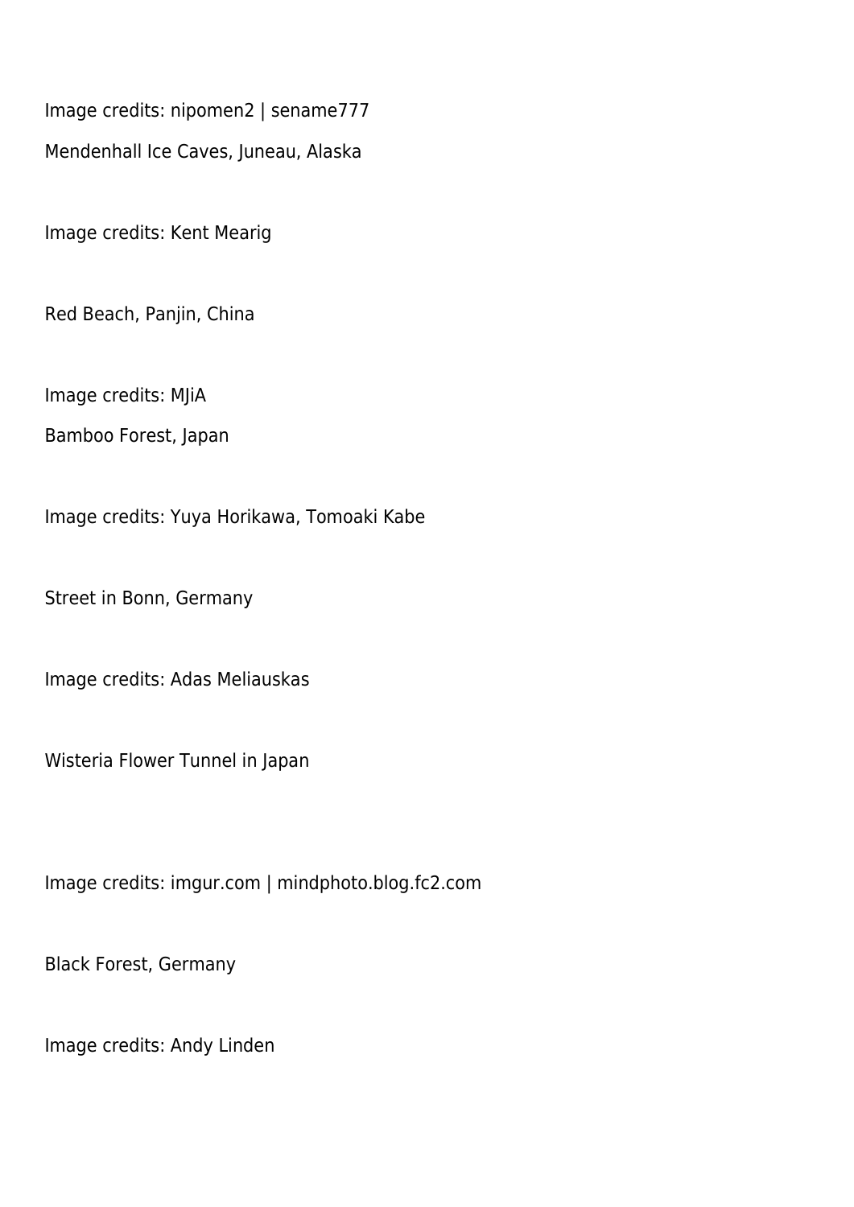Image credits: nipomen2 | sename777

Mendenhall Ice Caves, Juneau, Alaska

Image credits: Kent Mearig

Red Beach, Panjin, China

Image credits: MJiA

Bamboo Forest, Japan

Image credits: Yuya Horikawa, Tomoaki Kabe

Street in Bonn, Germany

Image credits: Adas Meliauskas

Wisteria Flower Tunnel in Japan

Image credits: imgur.com | mindphoto.blog.fc2.com

Black Forest, Germany

Image credits: Andy Linden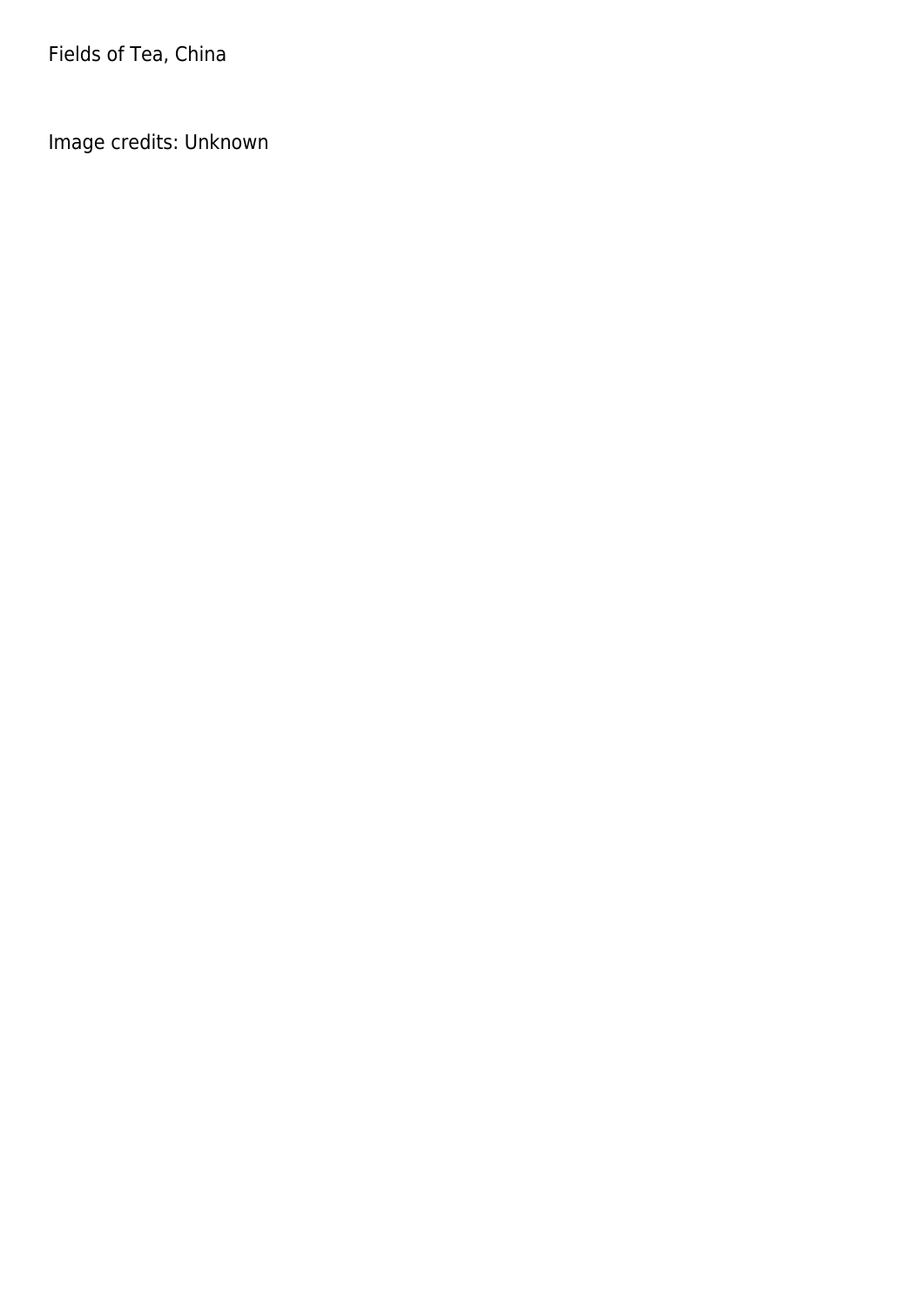Fields of Tea, China

Image credits: Unknown